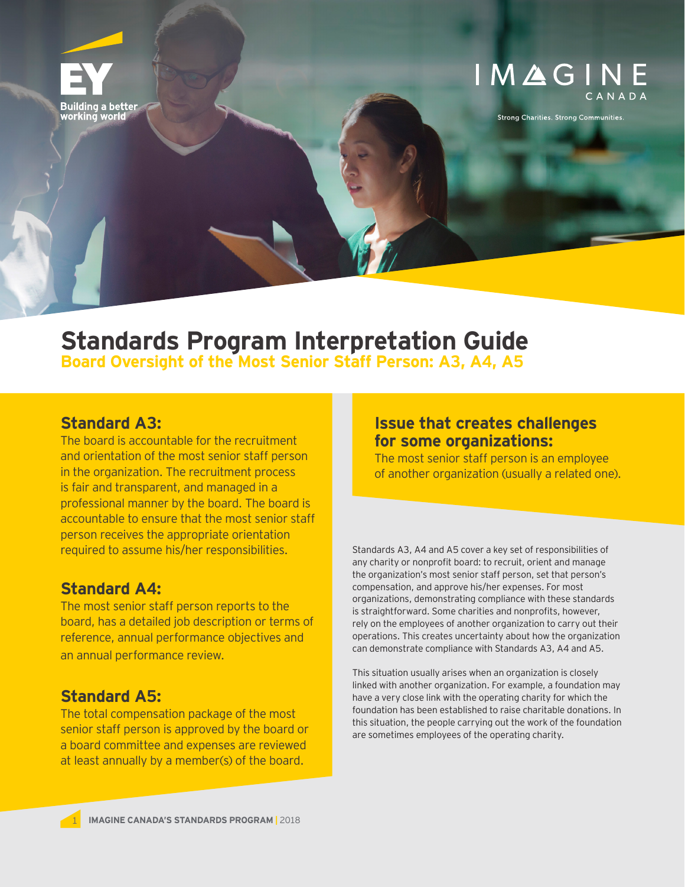# Standards Program Interpretation Guide

## Board Oversight of the Most Senior Staff Person: A3, A4, A5

### Standard A3:

The board is accountable for the recruitment and orientation of the most senior staff person in the organization. The recruitment process is fair and transparent, and managed in a professional manner by the board. The board is accountable to ensure that the most senior staff person receives the appropriate orientation required to assume his/her responsibilities.

### Standard A4:

The most senior staff person reports to the board, has a detailed job description or terms of reference, annual performance objectives and an annual performance review.

### Standard A5:

The total compensation package of the most senior staff person is approved by the board or a board committee and expenses are reviewed at least annually by a member(s) of the board.

### Issue that creates challenges for some organizations:

The most senior staff person is an employee of another organization (usually a related one).

Standards A3, A4 and A5 cover a key set of responsibilities of any charity or nonprofit board: to recruit, orient and manage the organization's most senior staff person, set that person's compensation, and approve his/her expenses. For most organizations, demonstrating compliance with these standards is straightforward. Some charities and nonprofits, however, rely on the employees of another organization to carry out their operations. This creates uncertainty about how the organization can demonstrate compliance with Standards A3, A4 and A5.

This situation usually arises when an organization is closely linked with another organization. For example, a foundation may have a very close link with the operating charity for which the foundation has been established to raise charitable donations. In this situation, the people carrying out the work of the foundation are sometimes employees of the operating charity.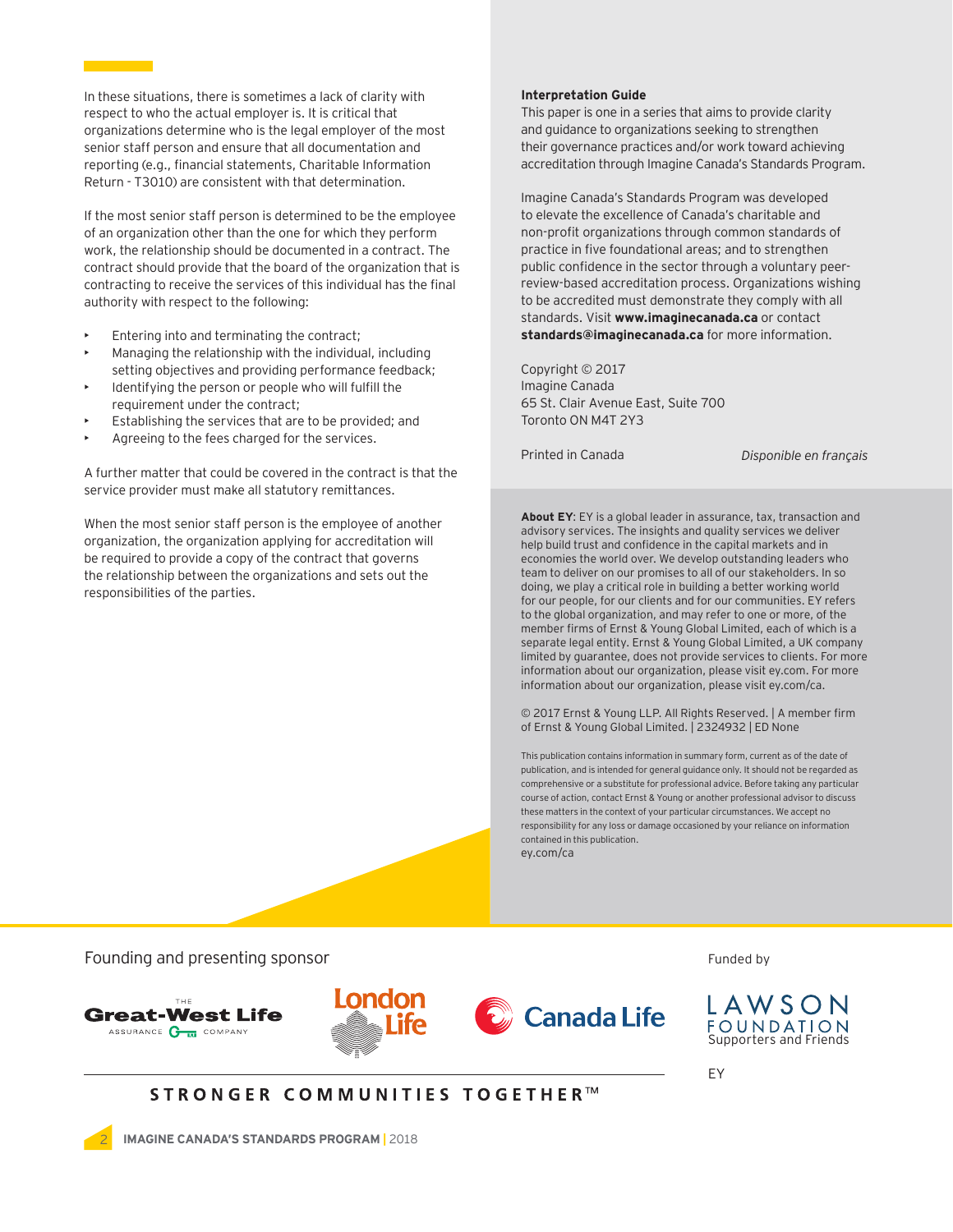In these situations, there is sometimes a lack of clarity with respect to who the actual employer is. It is critical that organizations determine who is the legal employer of the most senior staff person and ensure that all documentation and reporting (e.g., financial statements, Charitable Information Return - T3010) are consistent with that determination.

If the most senior staff person is determined to be the employee of an organization other than the one for which they perform work, the relationship should be documented in a contract. The contract should provide that the board of the organization that is contracting to receive the services of this individual has the final authority with respect to the following:

- Entering into and terminating the contract;
- Managing the relationship with the individual, including setting objectives and providing performance feedback;
- Identifying the person or people who will fulfill the requirement under the contract;
- Establishing the services that are to be provided; and
- Agreeing to the fees charged for the services.

A further matter that could be covered in the contract is that the service provider must make all statutory remittances.

When the most senior staff person is the employee of another organization, the organization applying for accreditation will be required to provide a copy of the contract that governs the relationship between the organizations and sets out the responsibilities of the parties.

**Interpretation Guide**

This paper is one in a series that aims to provide clarity and guidance to organizations seeking to strengthen their governance practices and/or work toward achieving accreditation through Imagine Canada's Standards Program.

Imagine Canada's Standards Program was developed to elevate the excellence of Canada's charitable and non-profit organizations through common standards of practice in five foundational areas; and to strengthen public confidence in the sector through a voluntary peer-review-based accreditation process. Organizations wishing to be accredited must demonstrate they comply with all standards. Visit **www.imaginecanada.ca** or contact **standards@imaginecanada.ca** for more information.

Copyright © 2017
Imagine Canada
65 St. Clair Avenue East, Suite 700
Toronto ON M4T 2Y3

Printed in Canada

*Disponible en français*

**About EY**: EY is a global leader in assurance, tax, transaction and advisory services. The insights and quality services we deliver help build trust and confidence in the capital markets and in economies the world over. We develop outstanding leaders who team to deliver on our promises to all of our stakeholders. In so doing, we play a critical role in building a better working world for our people, for our clients and for our communities. EY refers to the global organization, and may refer to one or more, of the member firms of Ernst & Young Global Limited, each of which is a separate legal entity. Ernst & Young Global Limited, a UK company limited by guarantee, does not provide services to clients. For more information about our organization, please visit ey.com. For more information about our organization, please visit ey.com/ca.

© 2017 Ernst & Young LLP. All Rights Reserved. | A member firm of Ernst & Young Global Limited. | 2324932 | ED None

This publication contains information in summary form, current as of the date of publication, and is intended for general guidance only. It should not be regarded as comprehensive or a substitute for professional advice. Before taking any particular course of action, contact Ernst & Young or another professional advisor to discuss these matters in the context of your particular circumstances. We accept no responsibility for any loss or damage occasioned by your reliance on information contained in this publication.
ey.com/ca

Founding and presenting sponsor

The Great-West Life Assurance Company

London Life

Canada Life

Funded by

Lawson Foundation

Supporters and Friends

EY

STRONGER COMMUNITIES TOGETHER™